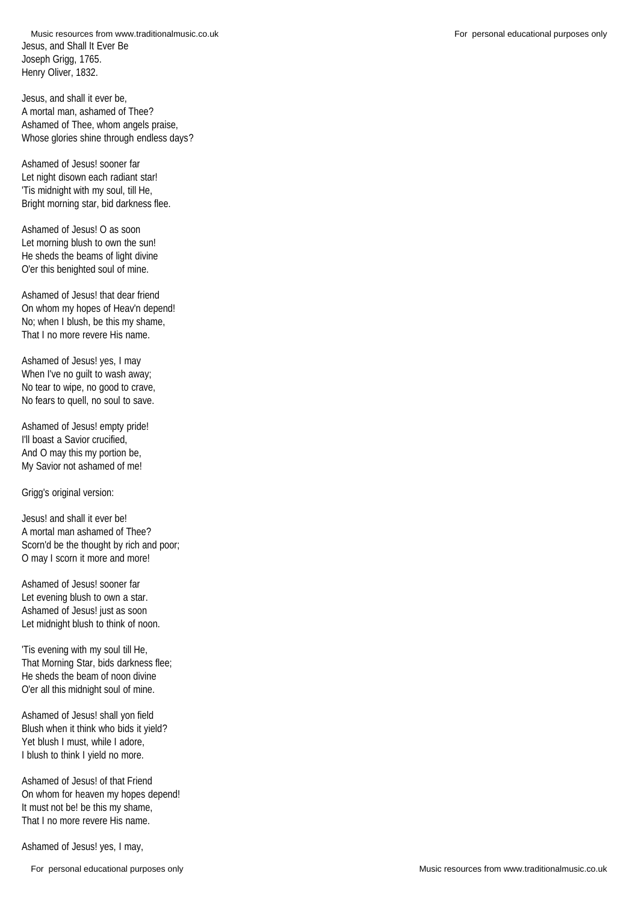# Jesus, and Shall It Ever Be

Joseph Grigg, 1765.
Henry Oliver, 1832.

Jesus, and shall it ever be,
A mortal man, ashamed of Thee?
Ashamed of Thee, whom angels praise,
Whose glories shine through endless days?

Ashamed of Jesus! sooner far
Let night disown each radiant star!
'Tis midnight with my soul, till He,
Bright morning star, bid darkness flee.

Ashamed of Jesus! O as soon
Let morning blush to own the sun!
He sheds the beams of light divine
O'er this benighted soul of mine.

Ashamed of Jesus! that dear friend
On whom my hopes of Heav'n depend!
No; when I blush, be this my shame,
That I no more revere His name.

Ashamed of Jesus! yes, I may
When I've no guilt to wash away;
No tear to wipe, no good to crave,
No fears to quell, no soul to save.

Ashamed of Jesus! empty pride!
I'll boast a Savior crucified,
And O may this my portion be,
My Savior not ashamed of me!

Grigg's original version:

Jesus! and shall it ever be!
A mortal man ashamed of Thee?
Scorn'd be the thought by rich and poor;
O may I scorn it more and more!

Ashamed of Jesus! sooner far
Let evening blush to own a star.
Ashamed of Jesus! just as soon
Let midnight blush to think of noon.

'Tis evening with my soul till He,
That Morning Star, bids darkness flee;
He sheds the beam of noon divine
O'er all this midnight soul of mine.

Ashamed of Jesus! shall yon field
Blush when it think who bids it yield?
Yet blush I must, while I adore,
I blush to think I yield no more.

Ashamed of Jesus! of that Friend
On whom for heaven my hopes depend!
It must not be! be this my shame,
That I no more revere His name.

Ashamed of Jesus! yes, I may,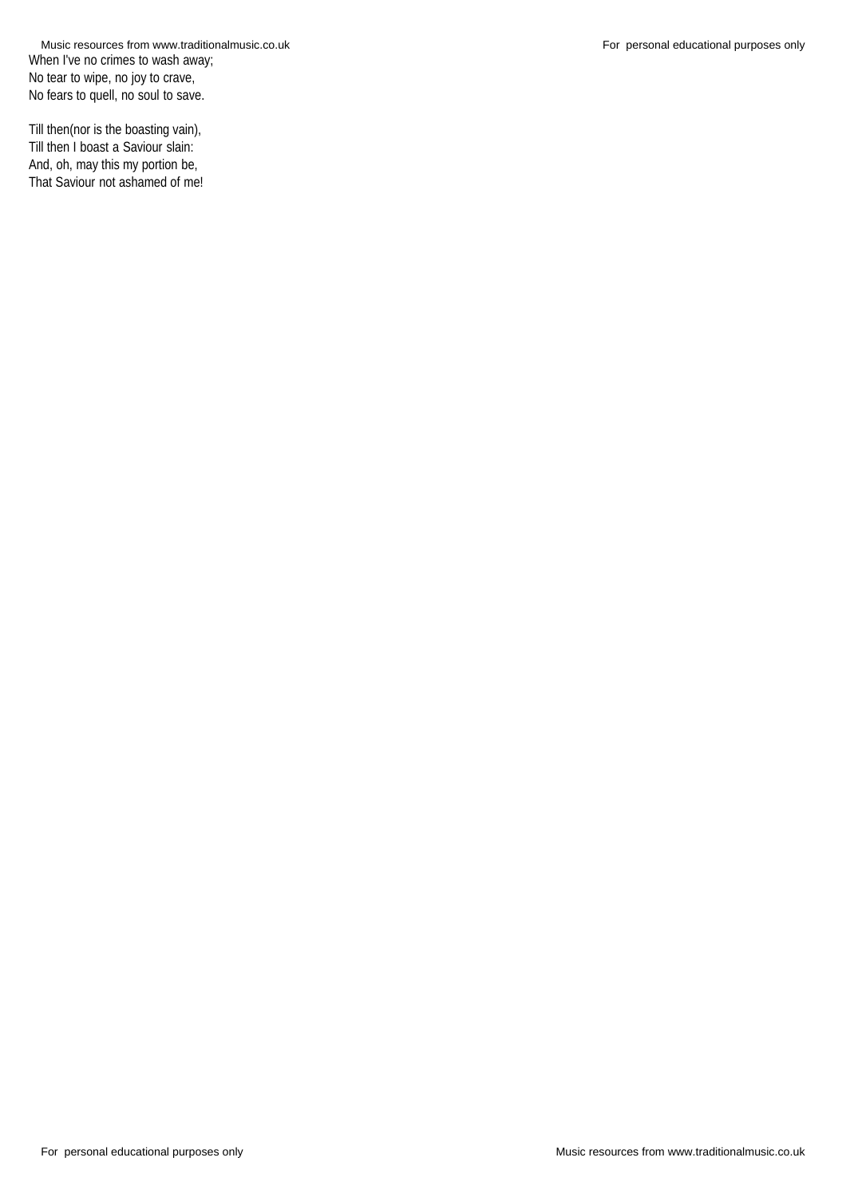When I've no crimes to wash away;  
No tear to wipe, no joy to crave,  
No fears to quell, no soul to save.

Till then(nor is the boasting vain),  
Till then I boast a Saviour slain:  
And, oh, may this my portion be,  
That Saviour not ashamed of me!